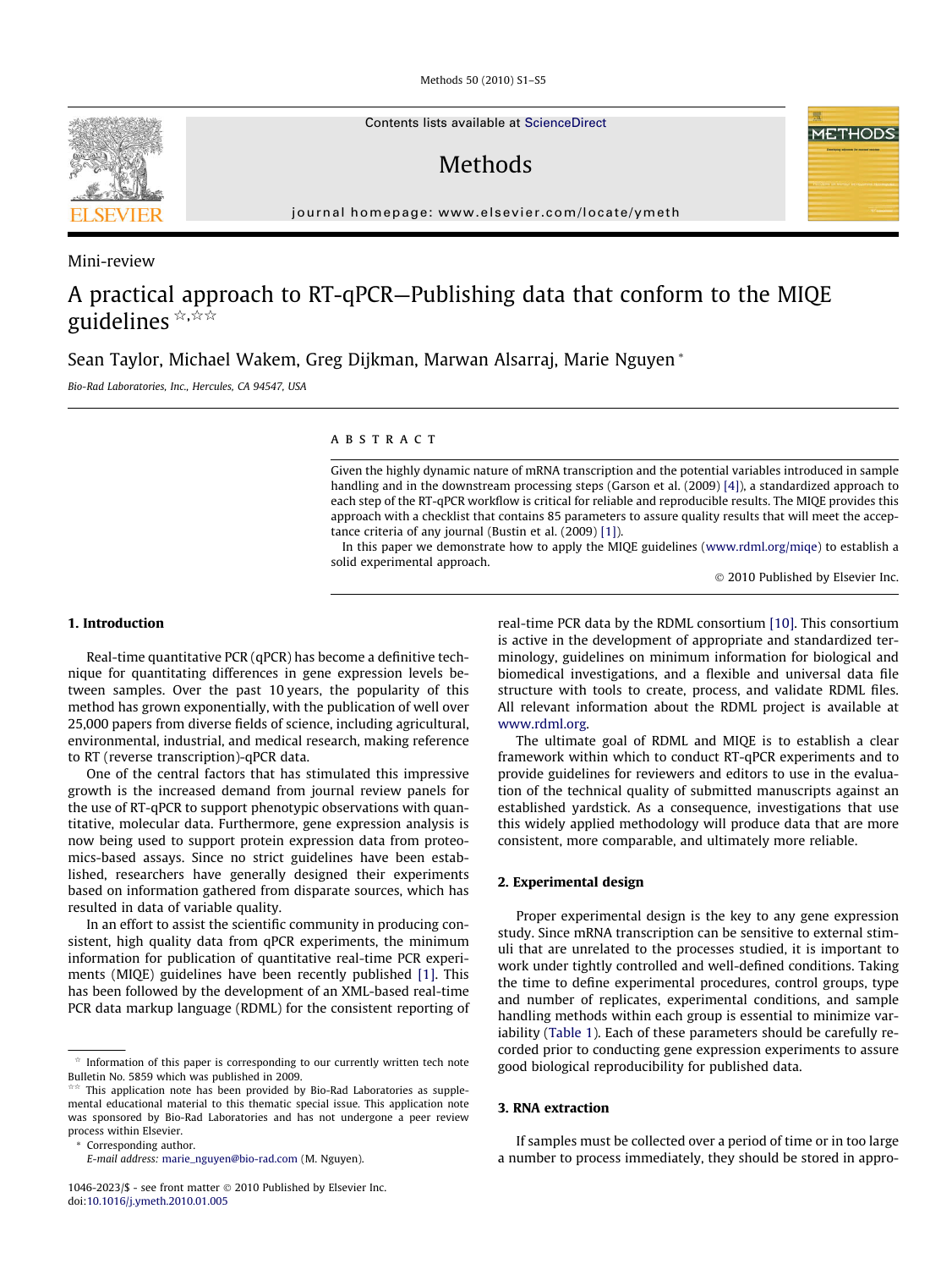Mini-review

# A practical approach to RT-qPCR—Publishing data that conform to the MIQE guidelines ☆,☆☆

Sean Taylor, Michael Wakem, Greg Dijkman, Marwan Alsarraj, Marie Nguyen *

*Bio-Rad Laboratories, Inc., Hercules, CA 94547, USA*

## ABSTRACT

Given the highly dynamic nature of mRNA transcription and the potential variables introduced in sample handling and in the downstream processing steps (Garson et al. (2009) [4]), a standardized approach to each step of the RT-qPCR workflow is critical for reliable and reproducible results. The MIQE provides this approach with a checklist that contains 85 parameters to assure quality results that will meet the acceptance criteria of any journal (Bustin et al. (2009) [1]).

In this paper we demonstrate how to apply the MIQE guidelines (www.rdml.org/miqe) to establish a solid experimental approach.

© 2010 Published by Elsevier Inc.

## 1. Introduction

Real-time quantitative PCR (qPCR) has become a definitive technique for quantitating differences in gene expression levels between samples. Over the past 10 years, the popularity of this method has grown exponentially, with the publication of well over 25,000 papers from diverse fields of science, including agricultural, environmental, industrial, and medical research, making reference to RT (reverse transcription)-qPCR data.

One of the central factors that has stimulated this impressive growth is the increased demand from journal review panels for the use of RT-qPCR to support phenotypic observations with quantitative, molecular data. Furthermore, gene expression analysis is now being used to support protein expression data from proteomics-based assays. Since no strict guidelines have been established, researchers have generally designed their experiments based on information gathered from disparate sources, which has resulted in data of variable quality.

In an effort to assist the scientific community in producing consistent, high quality data from qPCR experiments, the minimum information for publication of quantitative real-time PCR experiments (MIQE) guidelines have been recently published [1]. This has been followed by the development of an XML-based real-time PCR data markup language (RDML) for the consistent reporting of real-time PCR data by the RDML consortium [10]. This consortium is active in the development of appropriate and standardized terminology, guidelines on minimum information for biological and biomedical investigations, and a flexible and universal data file structure with tools to create, process, and validate RDML files. All relevant information about the RDML project is available at www.rdml.org.

The ultimate goal of RDML and MIQE is to establish a clear framework within which to conduct RT-qPCR experiments and to provide guidelines for reviewers and editors to use in the evaluation of the technical quality of submitted manuscripts against an established yardstick. As a consequence, investigations that use this widely applied methodology will produce data that are more consistent, more comparable, and ultimately more reliable.

## 2. Experimental design

Proper experimental design is the key to any gene expression study. Since mRNA transcription can be sensitive to external stimuli that are unrelated to the processes studied, it is important to work under tightly controlled and well-defined conditions. Taking the time to define experimental procedures, control groups, type and number of replicates, experimental conditions, and sample handling methods within each group is essential to minimize variability (Table 1). Each of these parameters should be carefully recorded prior to conducting gene expression experiments to assure good biological reproducibility for published data.

## 3. RNA extraction

If samples must be collected over a period of time or in too large a number to process immediately, they should be stored in appro-

---

☆ Information of this paper is corresponding to our currently written tech note Bulletin No. 5859 which was published in 2009.

☆☆ This application note has been provided by Bio-Rad Laboratories as supplemental educational material to this thematic special issue. This application note was sponsored by Bio-Rad Laboratories and has not undergone a peer review process within Elsevier.

\* Corresponding author.
E-mail address: marie_nguyen@bio-rad.com (M. Nguyen).

1046-2023/$ - see front matter © 2010 Published by Elsevier Inc.
doi:10.1016/j.ymeth.2010.01.005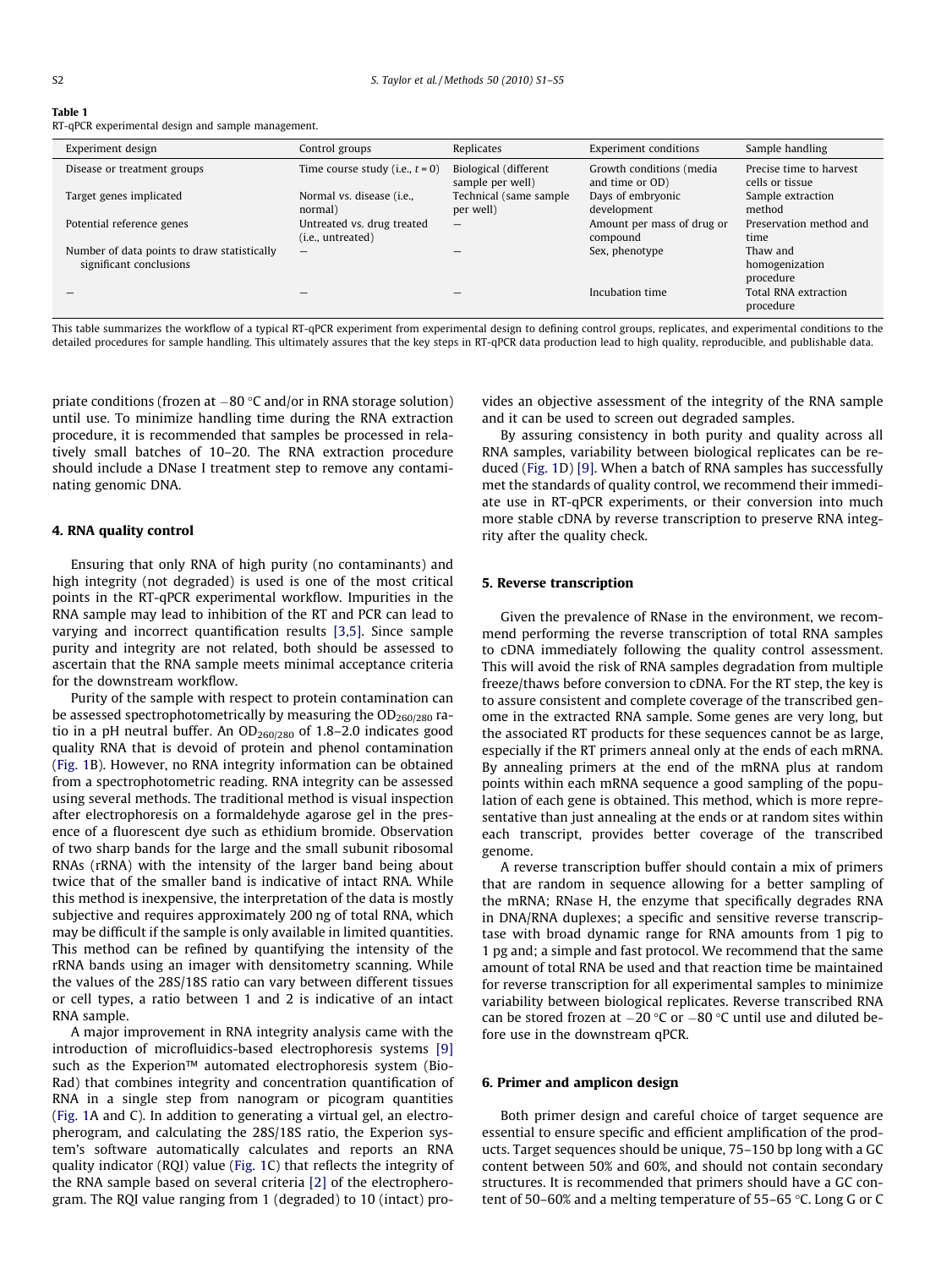**Table 1**
RT-qPCR experimental design and sample management.

| Experiment design | Control groups | Replicates | Experiment conditions | Sample handling |
|---|---|---|---|---|
| Disease or treatment groups | Time course study (i.e., $t = 0$) | Biological (different sample per well) | Growth conditions (media and time or OD) | Precise time to harvest cells or tissue |
| Target genes implicated | Normal vs. disease (i.e., normal) | Technical (same sample per well) | Days of embryonic development | Sample extraction method |
| Potential reference genes | Untreated vs. drug treated (i.e., untreated) | – | Amount per mass of drug or compound | Preservation method and time |
| Number of data points to draw statistically significant conclusions | – | – | Sex, phenotype | Thaw and homogenization procedure |
| – | – | – | Incubation time | Total RNA extraction procedure |

This table summarizes the workflow of a typical RT-qPCR experiment from experimental design to defining control groups, replicates, and experimental conditions to the detailed procedures for sample handling. This ultimately assures that the key steps in RT-qPCR data production lead to high quality, reproducible, and publishable data.

priate conditions (frozen at −80 °C and/or in RNA storage solution) until use. To minimize handling time during the RNA extraction procedure, it is recommended that samples be processed in relatively small batches of 10–20. The RNA extraction procedure should include a DNase I treatment step to remove any contaminating genomic DNA.

## 4. RNA quality control

Ensuring that only RNA of high purity (no contaminants) and high integrity (not degraded) is used is one of the most critical points in the RT-qPCR experimental workflow. Impurities in the RNA sample may lead to inhibition of the RT and PCR can lead to varying and incorrect quantification results [3,5]. Since sample purity and integrity are not related, both should be assessed to ascertain that the RNA sample meets minimal acceptance criteria for the downstream workflow.

Purity of the sample with respect to protein contamination can be assessed spectrophotometrically by measuring the $OD_{260/280}$ ratio in a pH neutral buffer. An $OD_{260/280}$ of 1.8–2.0 indicates good quality RNA that is devoid of protein and phenol contamination (Fig. 1B). However, no RNA integrity information can be obtained from a spectrophotometric reading. RNA integrity can be assessed using several methods. The traditional method is visual inspection after electrophoresis on a formaldehyde agarose gel in the presence of a fluorescent dye such as ethidium bromide. Observation of two sharp bands for the large and the small subunit ribosomal RNAs (rRNA) with the intensity of the larger band being about twice that of the smaller band is indicative of intact RNA. While this method is inexpensive, the interpretation of the data is mostly subjective and requires approximately 200 ng of total RNA, which may be difficult if the sample is only available in limited quantities. This method can be refined by quantifying the intensity of the rRNA bands using an imager with densitometry scanning. While the values of the 28S/18S ratio can vary between different tissues or cell types, a ratio between 1 and 2 is indicative of an intact RNA sample.

A major improvement in RNA integrity analysis came with the introduction of microfluidics-based electrophoresis systems [9] such as the Experion™ automated electrophoresis system (Bio-Rad) that combines integrity and concentration quantification of RNA in a single step from nanogram or picogram quantities (Fig. 1A and C). In addition to generating a virtual gel, an electropherogram, and calculating the 28S/18S ratio, the Experion system's software automatically calculates and reports an RNA quality indicator (RQI) value (Fig. 1C) that reflects the integrity of the RNA sample based on several criteria [2] of the electropherogram. The RQI value ranging from 1 (degraded) to 10 (intact) provides an objective assessment of the integrity of the RNA sample and it can be used to screen out degraded samples.

By assuring consistency in both purity and quality across all RNA samples, variability between biological replicates can be reduced (Fig. 1D) [9]. When a batch of RNA samples has successfully met the standards of quality control, we recommend their immediate use in RT-qPCR experiments, or their conversion into much more stable cDNA by reverse transcription to preserve RNA integrity after the quality check.

## 5. Reverse transcription

Given the prevalence of RNase in the environment, we recommend performing the reverse transcription of total RNA samples to cDNA immediately following the quality control assessment. This will avoid the risk of RNA samples degradation from multiple freeze/thaws before conversion to cDNA. For the RT step, the key is to assure consistent and complete coverage of the transcribed genome in the extracted RNA sample. Some genes are very long, but the associated RT products for these sequences cannot be as large, especially if the RT primers anneal only at the ends of each mRNA. By annealing primers at the end of the mRNA plus at random points within each mRNA sequence a good sampling of the population of each gene is obtained. This method, which is more representative than just annealing at the ends or at random sites within each transcript, provides better coverage of the transcribed genome.

A reverse transcription buffer should contain a mix of primers that are random in sequence allowing for a better sampling of the mRNA; RNase H, the enzyme that specifically degrades RNA in DNA/RNA duplexes; a specific and sensitive reverse transcriptase with broad dynamic range for RNA amounts from 1 pig to 1 pg and; a simple and fast protocol. We recommend that the same amount of total RNA be used and that reaction time be maintained for reverse transcription for all experimental samples to minimize variability between biological replicates. Reverse transcribed RNA can be stored frozen at −20 °C or −80 °C until use and diluted before use in the downstream qPCR.

## 6. Primer and amplicon design

Both primer design and careful choice of target sequence are essential to ensure specific and efficient amplification of the products. Target sequences should be unique, 75–150 bp long with a GC content between 50% and 60%, and should not contain secondary structures. It is recommended that primers should have a GC content of 50–60% and a melting temperature of 55–65 °C. Long G or C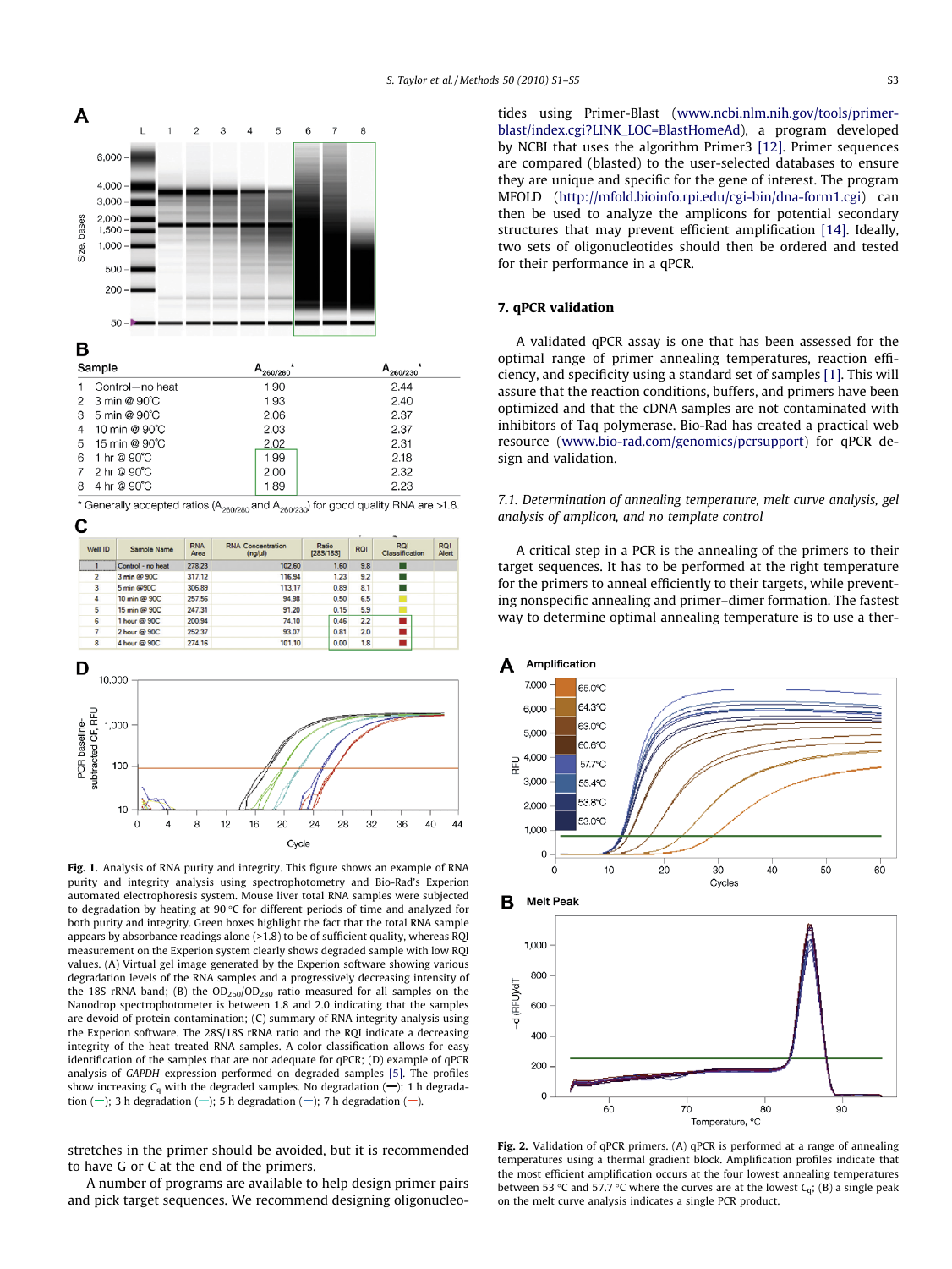**B**

| Sample | | $A_{260/280}$* | $A_{260/230}$* |
|---|---|---|---|
| 1 | Control—no heat | 1.90 | 2.44 |
| 2 | 3 min @ 90°C | 1.93 | 2.40 |
| 3 | 5 min @ 90°C | 2.06 | 2.37 |
| 4 | 10 min @ 90°C | 2.03 | 2.37 |
| 5 | 15 min @ 90°C | 2.02 | 2.31 |
| 6 | 1 hr @ 90°C | 1.99 | 2.18 |
| 7 | 2 hr @ 90°C | 2.00 | 2.32 |
| 8 | 4 hr @ 90°C | 1.89 | 2.23 |

* Generally accepted ratios ($A_{260/280}$ and $A_{260/230}$) for good quality RNA are >1.8.

**C**

| Well ID | Sample Name | RNA Area | RNA Concentration (ng/µl) | Ratio [28S/18S] | RQI | RQI Classification | RQI Alert |
|---|---|---|---|---|---|---|---|
| 1 | Control - no heat | 278.23 | 102.60 | 1.60 | 9.8 | | |
| 2 | 3 min @ 90C | 317.12 | 116.94 | 1.23 | 9.2 | | |
| 3 | 5 min @90C | 306.89 | 113.17 | 0.89 | 8.1 | | |
| 4 | 10 min @ 90C | 257.56 | 94.98 | 0.50 | 6.5 | | |
| 5 | 15 min @ 90C | 247.31 | 91.20 | 0.15 | 5.9 | | |
| 6 | 1 hour @ 90C | 200.94 | 74.10 | 0.46 | 2.2 | | |
| 7 | 2 hour @ 90C | 252.37 | 93.07 | 0.81 | 2.0 | | |
| 8 | 4 hour @ 90C | 274.16 | 101.10 | 0.00 | 1.8 | | |

**Fig. 1.** Analysis of RNA purity and integrity. This figure shows an example of RNA purity and integrity analysis using spectrophotometry and Bio-Rad's Experion automated electrophoresis system. Mouse liver total RNA samples were subjected to degradation by heating at 90 °C for different periods of time and analyzed for both purity and integrity. Green boxes highlight the fact that the total RNA sample appears by absorbance readings alone (>1.8) to be of sufficient quality, whereas RQI measurement on the Experion system clearly shows degraded sample with low RQI values. (A) Virtual gel image generated by the Experion software showing various degradation levels of the RNA samples and a progressively decreasing intensity of the 18S rRNA band; (B) the $OD_{260}/OD_{280}$ ratio measured for all samples on the Nanodrop spectrophotometer is between 1.8 and 2.0 indicating that the samples are devoid of protein contamination; (C) summary of RNA integrity analysis using the Experion software. The 28S/18S rRNA ratio and the RQI indicate a decreasing integrity of the heat treated RNA samples. A color classification allows for easy identification of the samples that are not adequate for qPCR; (D) example of qPCR analysis of *GAPDH* expression performed on degraded samples [5]. The profiles show increasing $C_q$ with the degraded samples. No degradation (—); 1 h degradation (—); 3 h degradation (—); 5 h degradation (—); 7 h degradation (—).

stretches in the primer should be avoided, but it is recommended to have G or C at the end of the primers.

A number of programs are available to help design primer pairs and pick target sequences. We recommend designing oligonucleotides using Primer-Blast (www.ncbi.nlm.nih.gov/tools/primer-blast/index.cgi?LINK_LOC=BlastHomeAd), a program developed by NCBI that uses the algorithm Primer3 [12]. Primer sequences are compared (blasted) to the user-selected databases to ensure they are unique and specific for the gene of interest. The program MFOLD (http://mfold.bioinfo.rpi.edu/cgi-bin/dna-form1.cgi) can then be used to analyze the amplicons for potential secondary structures that may prevent efficient amplification [14]. Ideally, two sets of oligonucleotides should then be ordered and tested for their performance in a qPCR.

## 7. qPCR validation

A validated qPCR assay is one that has been assessed for the optimal range of primer annealing temperatures, reaction efficiency, and specificity using a standard set of samples [1]. This will assure that the reaction conditions, buffers, and primers have been optimized and that the cDNA samples are not contaminated with inhibitors of Taq polymerase. Bio-Rad has created a practical web resource (www.bio-rad.com/genomics/pcrsupport) for qPCR design and validation.

### 7.1. Determination of annealing temperature, melt curve analysis, gel analysis of amplicon, and no template control

A critical step in a PCR is the annealing of the primers to their target sequences. It has to be performed at the right temperature for the primers to anneal efficiently to their targets, while preventing nonspecific annealing and primer–dimer formation. The fastest way to determine optimal annealing temperature is to use a ther-

**Fig. 2.** Validation of qPCR primers. (A) qPCR is performed at a range of annealing temperatures using a thermal gradient block. Amplification profiles indicate that the most efficient amplification occurs at the four lowest annealing temperatures between 53 °C and 57.7 °C where the curves are at the lowest $C_q$; (B) a single peak on the melt curve analysis indicates a single PCR product.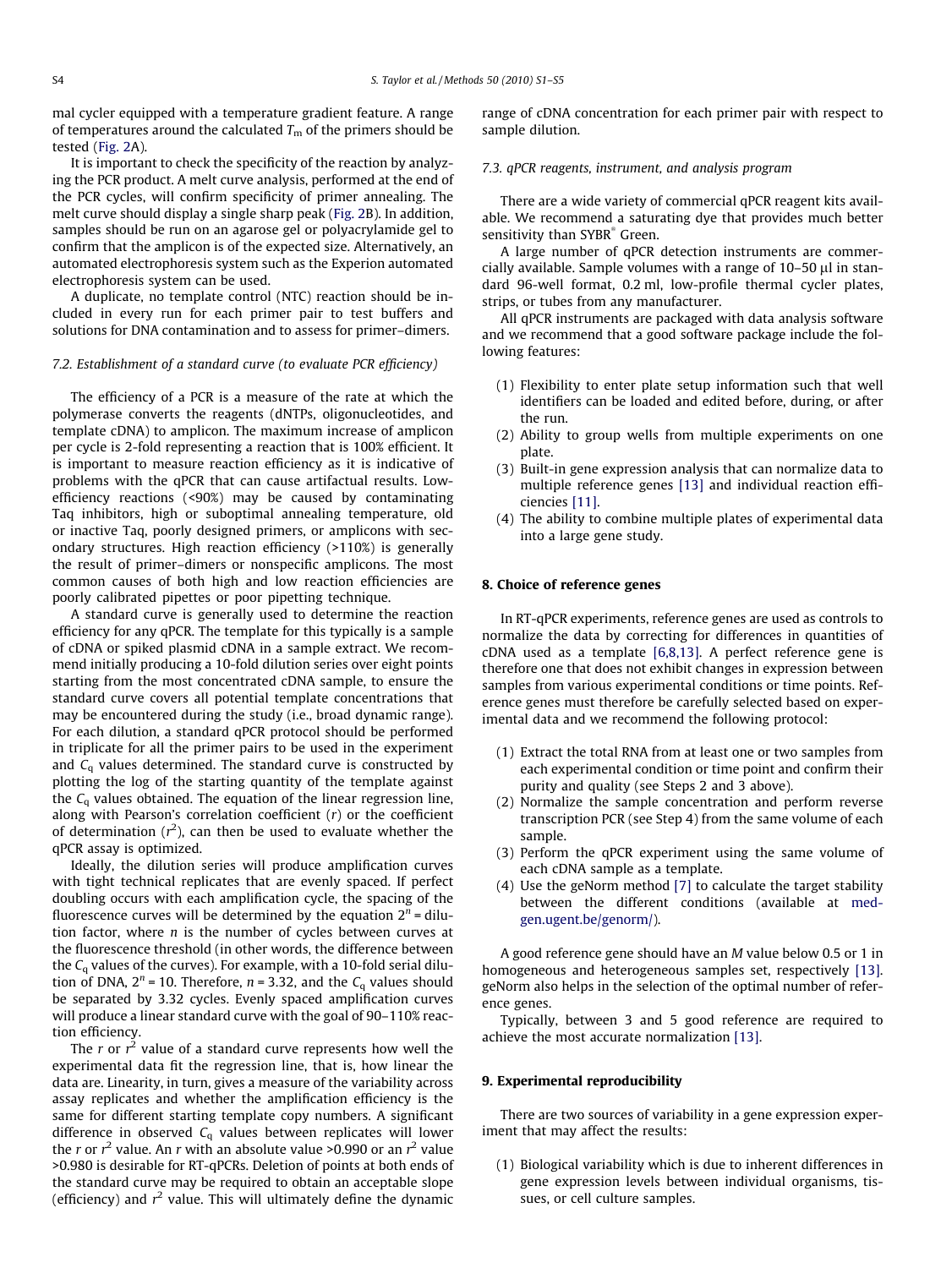mal cycler equipped with a temperature gradient feature. A range of temperatures around the calculated $T_m$ of the primers should be tested (Fig. 2A).

It is important to check the specificity of the reaction by analyzing the PCR product. A melt curve analysis, performed at the end of the PCR cycles, will confirm specificity of primer annealing. The melt curve should display a single sharp peak (Fig. 2B). In addition, samples should be run on an agarose gel or polyacrylamide gel to confirm that the amplicon is of the expected size. Alternatively, an automated electrophoresis system such as the Experion automated electrophoresis system can be used.

A duplicate, no template control (NTC) reaction should be included in every run for each primer pair to test buffers and solutions for DNA contamination and to assess for primer–dimers.

### 7.2. Establishment of a standard curve (to evaluate PCR efficiency)

The efficiency of a PCR is a measure of the rate at which the polymerase converts the reagents (dNTPs, oligonucleotides, and template cDNA) to amplicon. The maximum increase of amplicon per cycle is 2-fold representing a reaction that is 100% efficient. It is important to measure reaction efficiency as it is indicative of problems with the qPCR that can cause artifactual results. Low-efficiency reactions (<90%) may be caused by contaminating Taq inhibitors, high or suboptimal annealing temperature, old or inactive Taq, poorly designed primers, or amplicons with secondary structures. High reaction efficiency (>110%) is generally the result of primer–dimers or nonspecific amplicons. The most common causes of both high and low reaction efficiencies are poorly calibrated pipettes or poor pipetting technique.

A standard curve is generally used to determine the reaction efficiency for any qPCR. The template for this typically is a sample of cDNA or spiked plasmid cDNA in a sample extract. We recommend initially producing a 10-fold dilution series over eight points starting from the most concentrated cDNA sample, to ensure the standard curve covers all potential template concentrations that may be encountered during the study (i.e., broad dynamic range). For each dilution, a standard qPCR protocol should be performed in triplicate for all the primer pairs to be used in the experiment and $C_q$ values determined. The standard curve is constructed by plotting the log of the starting quantity of the template against the $C_q$ values obtained. The equation of the linear regression line, along with Pearson's correlation coefficient ($r$) or the coefficient of determination ($r^2$), can then be used to evaluate whether the qPCR assay is optimized.

Ideally, the dilution series will produce amplification curves with tight technical replicates that are evenly spaced. If perfect doubling occurs with each amplification cycle, the spacing of the fluorescence curves will be determined by the equation $2^n$ = dilution factor, where $n$ is the number of cycles between curves at the fluorescence threshold (in other words, the difference between the $C_q$ values of the curves). For example, with a 10-fold serial dilution of DNA, $2^n = 10$. Therefore, $n = 3.32$, and the $C_q$ values should be separated by 3.32 cycles. Evenly spaced amplification curves will produce a linear standard curve with the goal of 90–110% reaction efficiency.

The $r$ or $r^2$ value of a standard curve represents how well the experimental data fit the regression line, that is, how linear the data are. Linearity, in turn, gives a measure of the variability across assay replicates and whether the amplification efficiency is the same for different starting template copy numbers. A significant difference in observed $C_q$ values between replicates will lower the $r$ or $r^2$ value. An $r$ with an absolute value >0.990 or an $r^2$ value >0.980 is desirable for RT-qPCRs. Deletion of points at both ends of the standard curve may be required to obtain an acceptable slope (efficiency) and $r^2$ value. This will ultimately define the dynamic range of cDNA concentration for each primer pair with respect to sample dilution.

### 7.3. qPCR reagents, instrument, and analysis program

There are a wide variety of commercial qPCR reagent kits available. We recommend a saturating dye that provides much better sensitivity than SYBR® Green.

A large number of qPCR detection instruments are commercially available. Sample volumes with a range of 10–50 μl in standard 96-well format, 0.2 ml, low-profile thermal cycler plates, strips, or tubes from any manufacturer.

All qPCR instruments are packaged with data analysis software and we recommend that a good software package include the following features:

(1) Flexibility to enter plate setup information such that well identifiers can be loaded and edited before, during, or after the run.
(2) Ability to group wells from multiple experiments on one plate.
(3) Built-in gene expression analysis that can normalize data to multiple reference genes [13] and individual reaction efficiencies [11].
(4) The ability to combine multiple plates of experimental data into a large gene study.

## 8. Choice of reference genes

In RT-qPCR experiments, reference genes are used as controls to normalize the data by correcting for differences in quantities of cDNA used as a template [6,8,13]. A perfect reference gene is therefore one that does not exhibit changes in expression between samples from various experimental conditions or time points. Reference genes must therefore be carefully selected based on experimental data and we recommend the following protocol:

(1) Extract the total RNA from at least one or two samples from each experimental condition or time point and confirm their purity and quality (see Steps 2 and 3 above).
(2) Normalize the sample concentration and perform reverse transcription PCR (see Step 4) from the same volume of each sample.
(3) Perform the qPCR experiment using the same volume of each cDNA sample as a template.
(4) Use the geNorm method [7] to calculate the target stability between the different conditions (available at medgen.ugent.be/genorm/).

A good reference gene should have an $M$ value below 0.5 or 1 in homogeneous and heterogeneous samples set, respectively [13]. geNorm also helps in the selection of the optimal number of reference genes.

Typically, between 3 and 5 good reference are required to achieve the most accurate normalization [13].

## 9. Experimental reproducibility

There are two sources of variability in a gene expression experiment that may affect the results:

(1) Biological variability which is due to inherent differences in gene expression levels between individual organisms, tissues, or cell culture samples.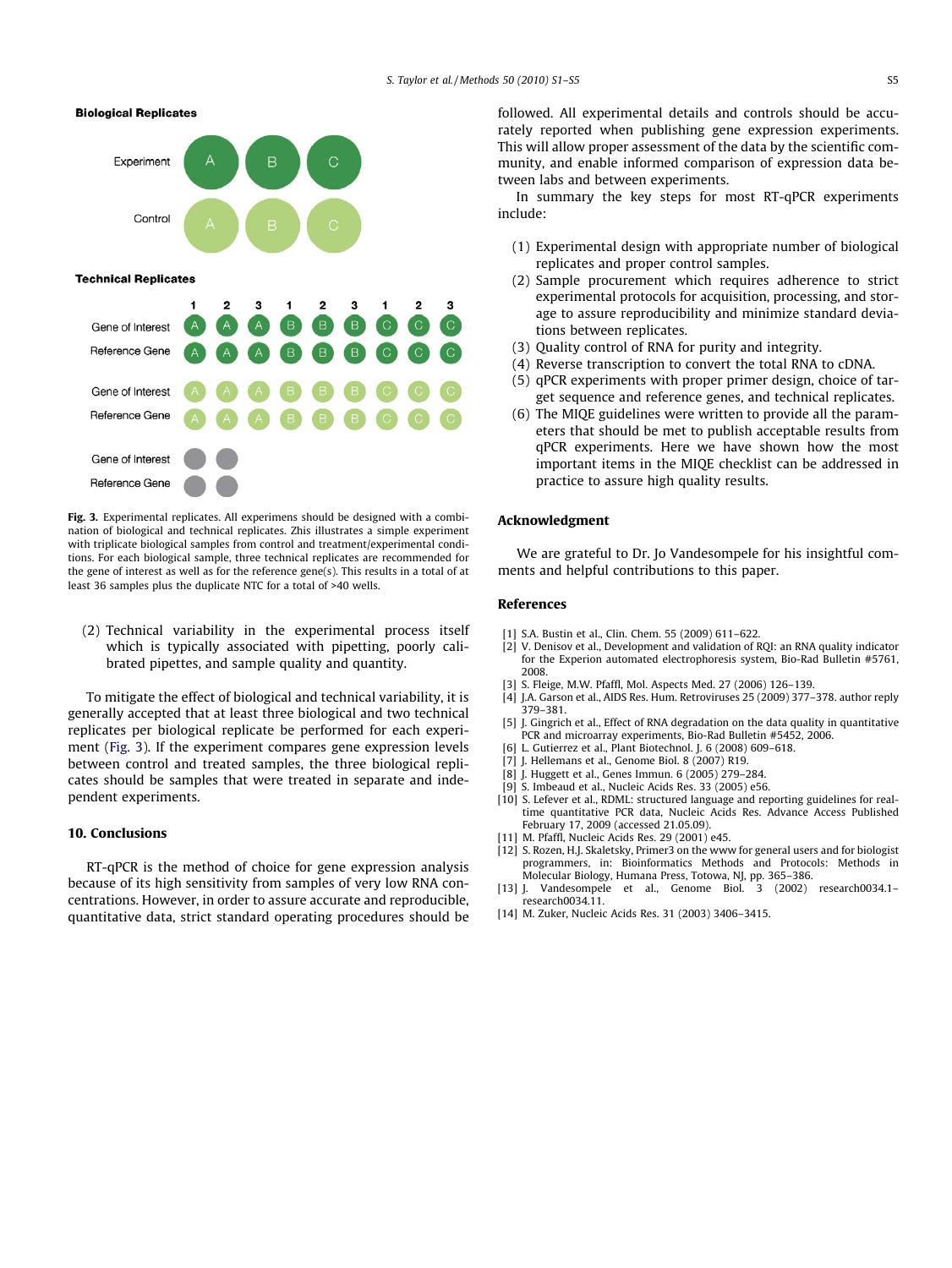Biological Replicates

Experiment A B C

Control A B C

Technical Replicates

1 2 3 1 2 3 1 2 3

Gene of Interest A A A B B B C C C

Reference Gene A A A B B B C C C

Gene of Interest A A A B B B C C C

Reference Gene A A A B B B C C C

Gene of Interest

Reference Gene

**Fig. 3.** Experimental replicates. All experimens should be designed with a combination of biological and technical replicates. Zhis illustrates a simple experiment with triplicate biological samples from control and treatment/experimental conditions. For each biological sample, three technical replicates are recommended for the gene of interest as well as for the reference gene(s). This results in a total of at least 36 samples plus the duplicate NTC for a total of >40 wells.

(2) Technical variability in the experimental process itself which is typically associated with pipetting, poorly calibrated pipettes, and sample quality and quantity.

To mitigate the effect of biological and technical variability, it is generally accepted that at least three biological and two technical replicates per biological replicate be performed for each experiment (Fig. 3). If the experiment compares gene expression levels between control and treated samples, the three biological replicates should be samples that were treated in separate and independent experiments.

## 10. Conclusions

RT-qPCR is the method of choice for gene expression analysis because of its high sensitivity from samples of very low RNA concentrations. However, in order to assure accurate and reproducible, quantitative data, strict standard operating procedures should be followed. All experimental details and controls should be accurately reported when publishing gene expression experiments. This will allow proper assessment of the data by the scientific community, and enable informed comparison of expression data between labs and between experiments.

In summary the key steps for most RT-qPCR experiments include:

(1) Experimental design with appropriate number of biological replicates and proper control samples.
(2) Sample procurement which requires adherence to strict experimental protocols for acquisition, processing, and storage to assure reproducibility and minimize standard deviations between replicates.
(3) Quality control of RNA for purity and integrity.
(4) Reverse transcription to convert the total RNA to cDNA.
(5) qPCR experiments with proper primer design, choice of target sequence and reference genes, and technical replicates.
(6) The MIQE guidelines were written to provide all the parameters that should be met to publish acceptable results from qPCR experiments. Here we have shown how the most important items in the MIQE checklist can be addressed in practice to assure high quality results.

## Acknowledgment

We are grateful to Dr. Jo Vandesompele for his insightful comments and helpful contributions to this paper.

## References

[1] S.A. Bustin et al., Clin. Chem. 55 (2009) 611–622.
[2] V. Denisov et al., Development and validation of RQI: an RNA quality indicator for the Experion automated electrophoresis system, Bio-Rad Bulletin #5761, 2008.
[3] S. Fleige, M.W. Pfaffl, Mol. Aspects Med. 27 (2006) 126–139.
[4] J.A. Garson et al., AIDS Res. Hum. Retroviruses 25 (2009) 377–378. author reply 379–381.
[5] J. Gingrich et al., Effect of RNA degradation on the data quality in quantitative PCR and microarray experiments, Bio-Rad Bulletin #5452, 2006.
[6] L. Gutierrez et al., Plant Biotechnol. J. 6 (2008) 609–618.
[7] J. Hellemans et al., Genome Biol. 8 (2007) R19.
[8] J. Huggett et al., Genes Immun. 6 (2005) 279–284.
[9] S. Imbeaud et al., Nucleic Acids Res. 33 (2005) e56.
[10] S. Lefever et al., RDML: structured language and reporting guidelines for real-time quantitative PCR data, Nucleic Acids Res. Advance Access Published February 17, 2009 (accessed 21.05.09).
[11] M. Pfaffl, Nucleic Acids Res. 29 (2001) e45.
[12] S. Rozen, H.J. Skaletsky, Primer3 on the www for general users and for biologist programmers, in: Bioinformatics Methods and Protocols: Methods in Molecular Biology, Humana Press, Totowa, NJ, pp. 365–386.
[13] J. Vandesompele et al., Genome Biol. 3 (2002) research0034.1–research0034.11.
[14] M. Zuker, Nucleic Acids Res. 31 (2003) 3406–3415.